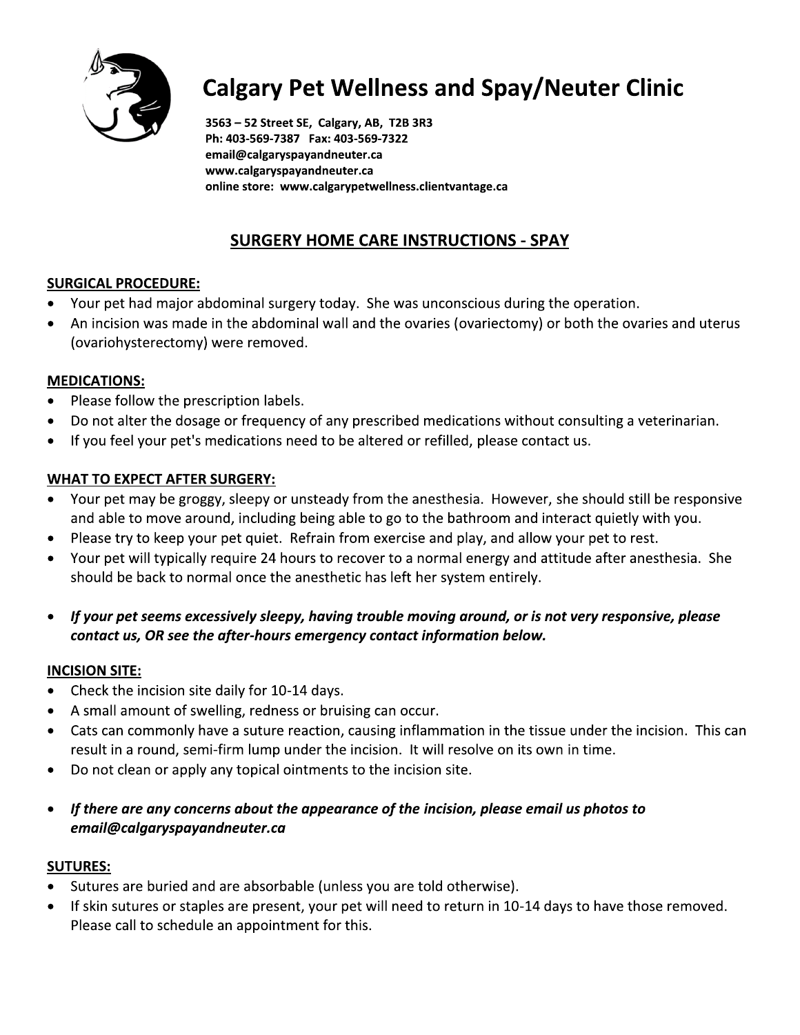# Calgary Pet Wellness and Spay/Neuter Clinic

**3563 – 52 Street SE, Calgary, AB, T2B 3R3**
**Ph: 403-569-7387 Fax: 403-569-7322**
**email@calgaryspayandneuter.ca**
**www.calgaryspayandneuter.ca**
**online store: www.calgarypetwellness.clientvantage.ca**

## SURGERY HOME CARE INSTRUCTIONS - SPAY

### SURGICAL PROCEDURE:

- Your pet had major abdominal surgery today. She was unconscious during the operation.
- An incision was made in the abdominal wall and the ovaries (ovariectomy) or both the ovaries and uterus (ovariohysterectomy) were removed.

### MEDICATIONS:

- Please follow the prescription labels.
- Do not alter the dosage or frequency of any prescribed medications without consulting a veterinarian.
- If you feel your pet's medications need to be altered or refilled, please contact us.

### WHAT TO EXPECT AFTER SURGERY:

- Your pet may be groggy, sleepy or unsteady from the anesthesia. However, she should still be responsive and able to move around, including being able to go to the bathroom and interact quietly with you.
- Please try to keep your pet quiet. Refrain from exercise and play, and allow your pet to rest.
- Your pet will typically require 24 hours to recover to a normal energy and attitude after anesthesia. She should be back to normal once the anesthetic has left her system entirely.

- ***If your pet seems excessively sleepy, having trouble moving around, or is not very responsive, please contact us, OR see the after-hours emergency contact information below.***

### INCISION SITE:

- Check the incision site daily for 10-14 days.
- A small amount of swelling, redness or bruising can occur.
- Cats can commonly have a suture reaction, causing inflammation in the tissue under the incision. This can result in a round, semi-firm lump under the incision. It will resolve on its own in time.
- Do not clean or apply any topical ointments to the incision site.

- ***If there are any concerns about the appearance of the incision, please email us photos to email@calgaryspayandneuter.ca***

### SUTURES:

- Sutures are buried and are absorbable (unless you are told otherwise).
- If skin sutures or staples are present, your pet will need to return in 10-14 days to have those removed. Please call to schedule an appointment for this.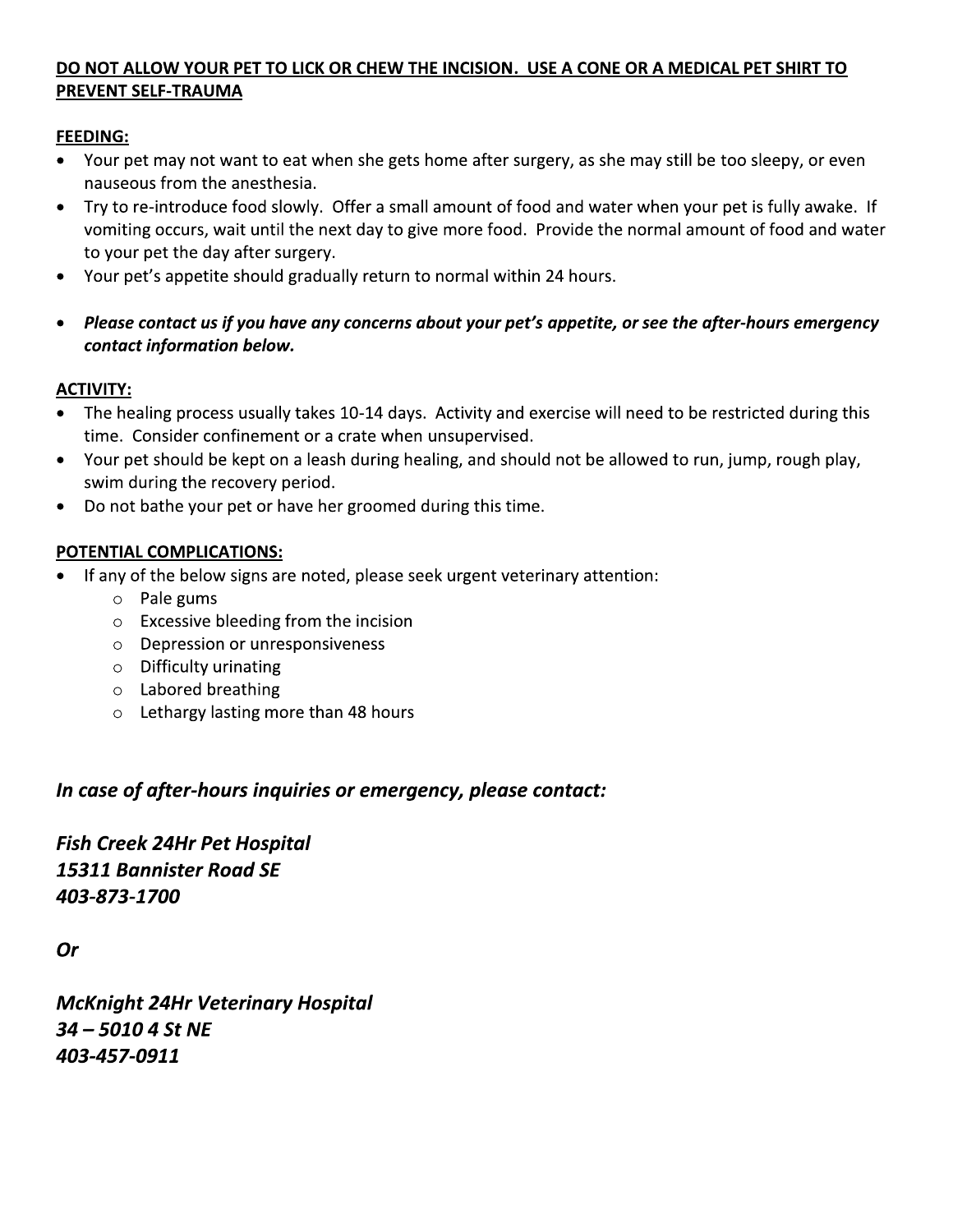**<u>DO NOT ALLOW YOUR PET TO LICK OR CHEW THE INCISION. USE A CONE OR A MEDICAL PET SHIRT TO PREVENT SELF-TRAUMA</u>**

**<u>FEEDING:</u>**

- Your pet may not want to eat when she gets home after surgery, as she may still be too sleepy, or even nauseous from the anesthesia.
- Try to re-introduce food slowly. Offer a small amount of food and water when your pet is fully awake. If vomiting occurs, wait until the next day to give more food. Provide the normal amount of food and water to your pet the day after surgery.
- Your pet's appetite should gradually return to normal within 24 hours.
- ***Please contact us if you have any concerns about your pet's appetite, or see the after-hours emergency contact information below.***

**<u>ACTIVITY:</u>**

- The healing process usually takes 10-14 days. Activity and exercise will need to be restricted during this time. Consider confinement or a crate when unsupervised.
- Your pet should be kept on a leash during healing, and should not be allowed to run, jump, rough play, swim during the recovery period.
- Do not bathe your pet or have her groomed during this time.

**<u>POTENTIAL COMPLICATIONS:</u>**

- If any of the below signs are noted, please seek urgent veterinary attention:
  - Pale gums
  - Excessive bleeding from the incision
  - Depression or unresponsiveness
  - Difficulty urinating
  - Labored breathing
  - Lethargy lasting more than 48 hours

***In case of after-hours inquiries or emergency, please contact:***

***Fish Creek 24Hr Pet Hospital***
***15311 Bannister Road SE***
***403-873-1700***

***Or***

***McKnight 24Hr Veterinary Hospital***
***34 – 5010 4 St NE***
***403-457-0911***